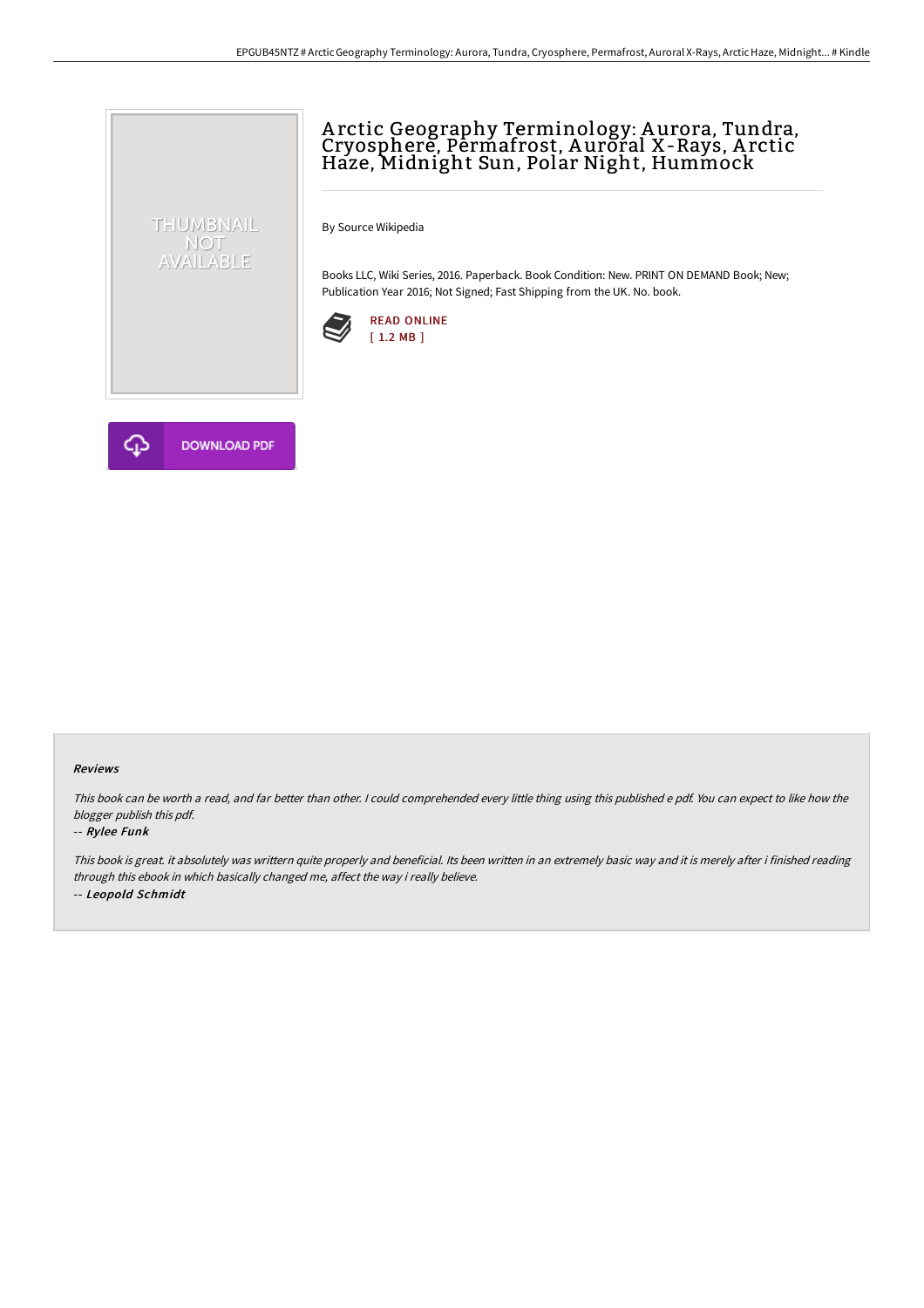# Arctic Geography Terminology: Aurora, Tundra, Cryosphere, Permafrost, Auroral X-Rays, Arctic Haze, Midnight Sun, Polar Night, Hummock

By Source Wikipedia

Books LLC, Wiki Series, 2016. Paperback. Book Condition: New. PRINT ON DEMAND Book; New; Publication Year 2016; Not Signed; Fast Shipping from the UK. No. book.

READ ONLINE
[ 1.2 MB ]

DOWNLOAD PDF

### Reviews

*This book can be worth a read, and far better than other. I could comprehended every little thing using this published e pdf. You can expect to like how the blogger publish this pdf.*

*-- Rylee Funk*

*This book is great. it absolutely was writtern quite properly and beneficial. Its been written in an extremely basic way and it is merely after i finished reading through this ebook in which basically changed me, affect the way i really believe.*

*-- Leopold Schmidt*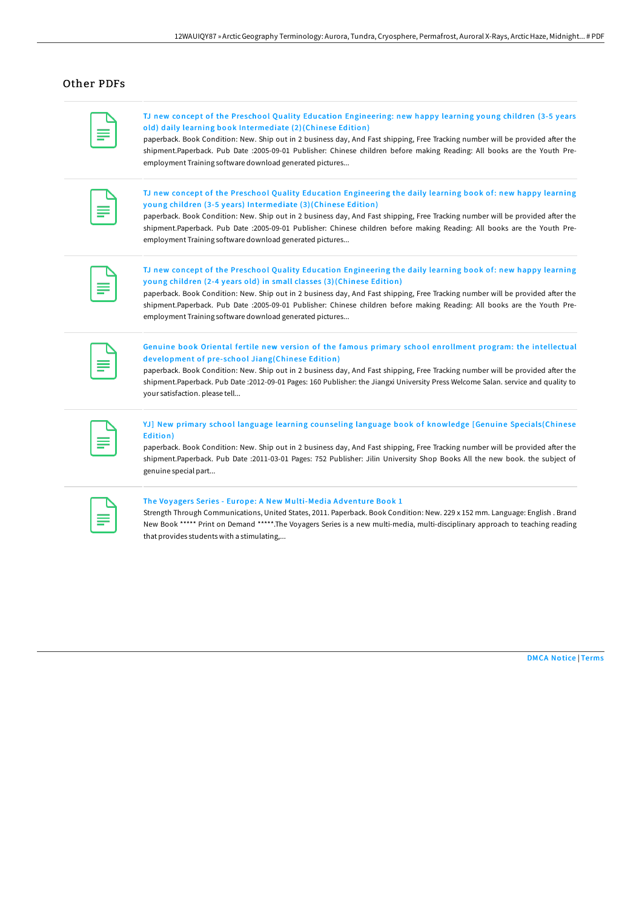## Other PDFs

**TJ new concept of the Preschool Quality Education Engineering: new happy learning young children (3-5 years old) daily learning book Intermediate (2)(Chinese Edition)**

paperback. Book Condition: New. Ship out in 2 business day, And Fast shipping, Free Tracking number will be provided after the shipment.Paperback. Pub Date :2005-09-01 Publisher: Chinese children before making Reading: All books are the Youth Pre-employment Training software download generated pictures...

**TJ new concept of the Preschool Quality Education Engineering the daily learning book of: new happy learning young children (3-5 years) Intermediate (3)(Chinese Edition)**

paperback. Book Condition: New. Ship out in 2 business day, And Fast shipping, Free Tracking number will be provided after the shipment.Paperback. Pub Date :2005-09-01 Publisher: Chinese children before making Reading: All books are the Youth Pre-employment Training software download generated pictures...

**TJ new concept of the Preschool Quality Education Engineering the daily learning book of: new happy learning young children (2-4 years old) in small classes (3)(Chinese Edition)**

paperback. Book Condition: New. Ship out in 2 business day, And Fast shipping, Free Tracking number will be provided after the shipment.Paperback. Pub Date :2005-09-01 Publisher: Chinese children before making Reading: All books are the Youth Pre-employment Training software download generated pictures...

**Genuine book Oriental fertile new version of the famous primary school enrollment program: the intellectual development of pre-school Jiang(Chinese Edition)**

paperback. Book Condition: New. Ship out in 2 business day, And Fast shipping, Free Tracking number will be provided after the shipment.Paperback. Pub Date :2012-09-01 Pages: 160 Publisher: the Jiangxi University Press Welcome Salan. service and quality to your satisfaction. please tell...

**YJ] New primary school language learning counseling language book of knowledge [Genuine Specials(Chinese Edition)**

paperback. Book Condition: New. Ship out in 2 business day, And Fast shipping, Free Tracking number will be provided after the shipment.Paperback. Pub Date :2011-03-01 Pages: 752 Publisher: Jilin University Shop Books All the new book. the subject of genuine special part...

**The Voyagers Series - Europe: A New Multi-Media Adventure Book 1**

Strength Through Communications, United States, 2011. Paperback. Book Condition: New. 229 x 152 mm. Language: English . Brand New Book ***** Print on Demand *****.The Voyagers Series is a new multi-media, multi-disciplinary approach to teaching reading that provides students with a stimulating,...

DMCA Notice | Terms